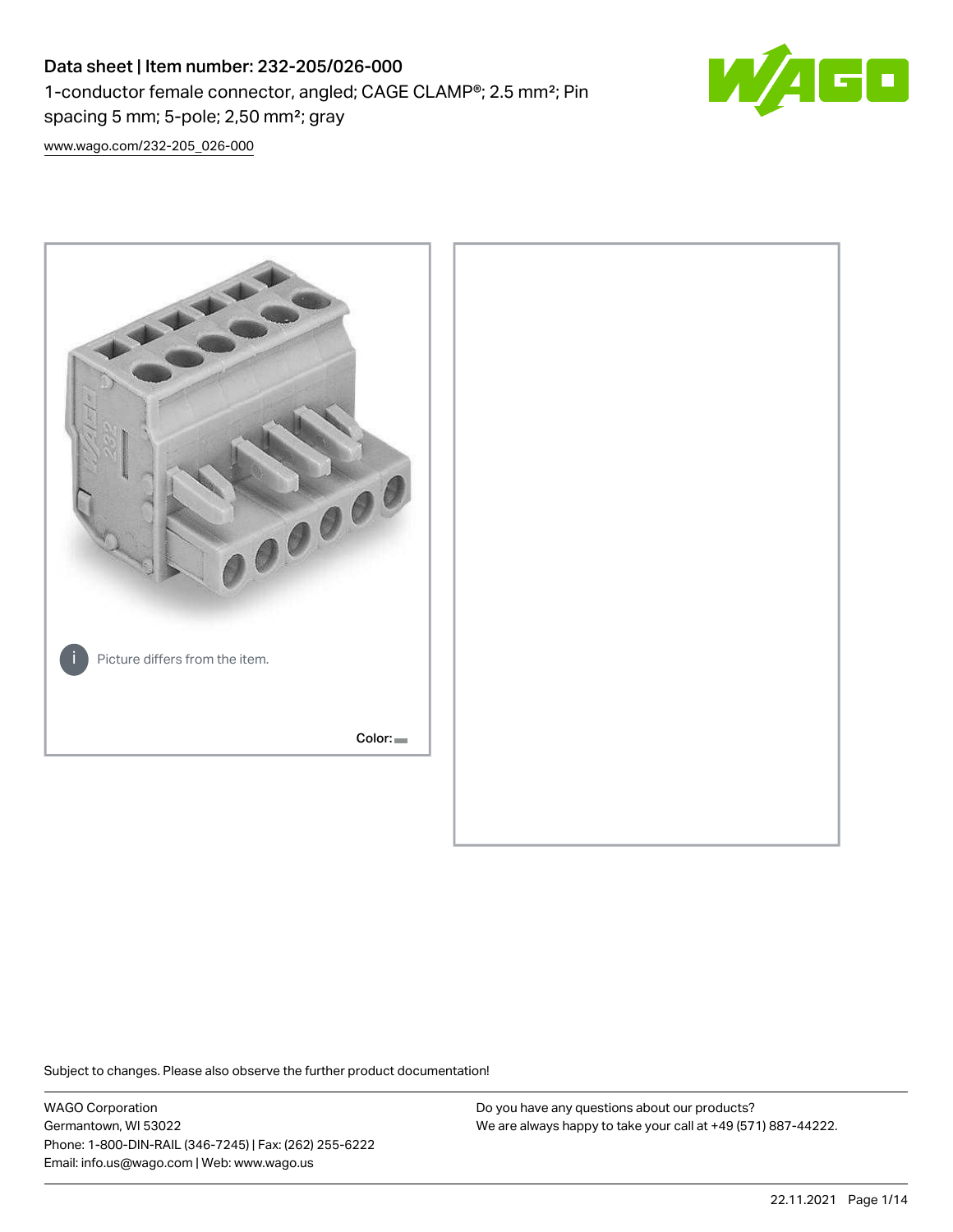# Data sheet | Item number: 232-205/026-000

1-conductor female connector, angled; CAGE CLAMP®; 2.5 mm²; Pin spacing 5 mm; 5-pole; 2,50 mm²; gray

www.wago.com/232-205_026-000

Picture differs from the item.

Color:

Subject to changes. Please also observe the further product documentation!

WAGO Corporation
Germantown, WI 53022
Phone: 1-800-DIN-RAIL (346-7245) | Fax: (262) 255-6222
Email: info.us@wago.com | Web: www.wago.us

Do you have any questions about our products?
We are always happy to take your call at +49 (571) 887-44222.

22.11.2021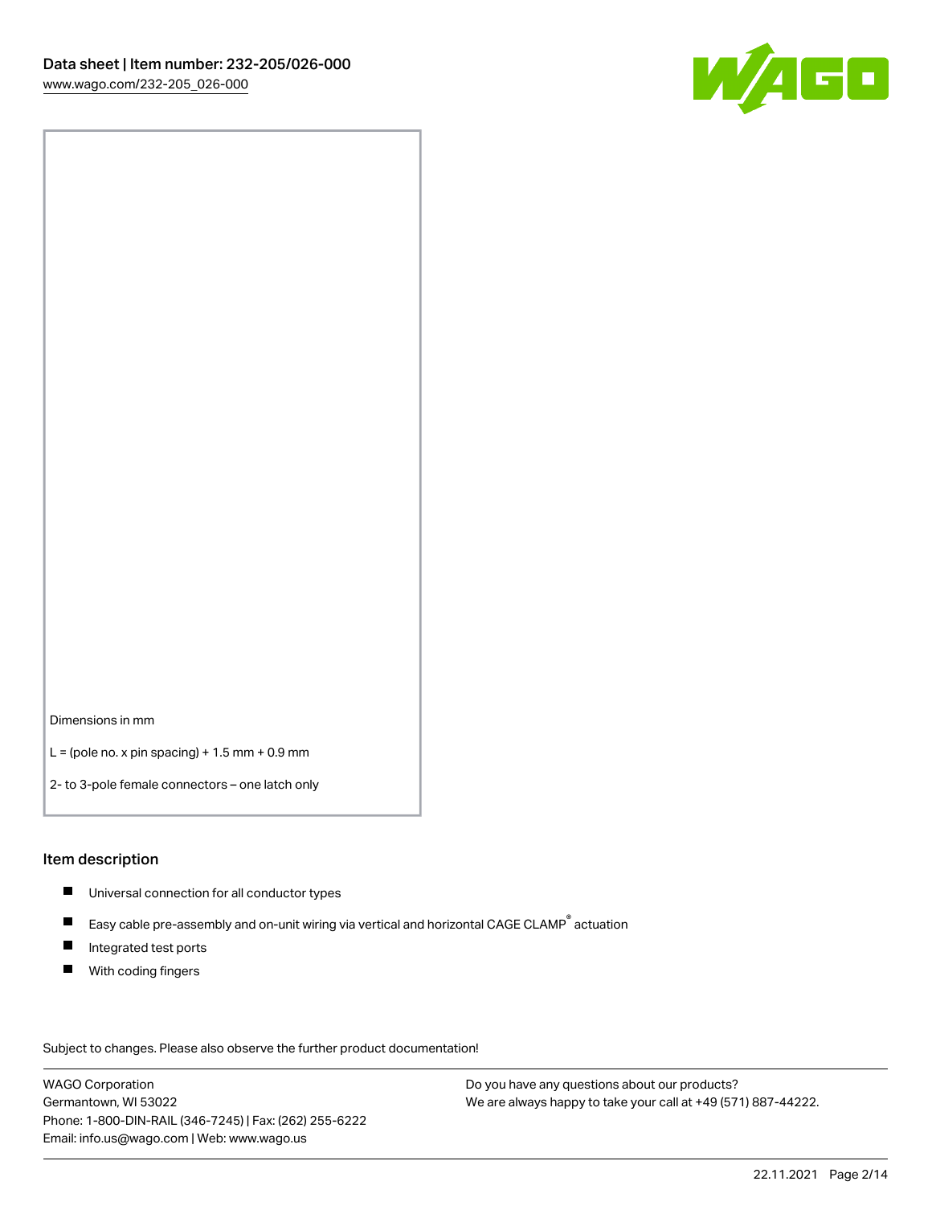Dimensions in mm

L = (pole no. x pin spacing) + 1.5 mm + 0.9 mm

2- to 3-pole female connectors – one latch only

## Item description

- Universal connection for all conductor types
- Easy cable pre-assembly and on-unit wiring via vertical and horizontal CAGE CLAMP® actuation
- Integrated test ports
- With coding fingers

Subject to changes. Please also observe the further product documentation!

WAGO Corporation
Germantown, WI 53022
Phone: 1-800-DIN-RAIL (346-7245) | Fax: (262) 255-6222
Email: info.us@wago.com | Web: www.wago.us

Do you have any questions about our products?
We are always happy to take your call at +49 (571) 887-44222.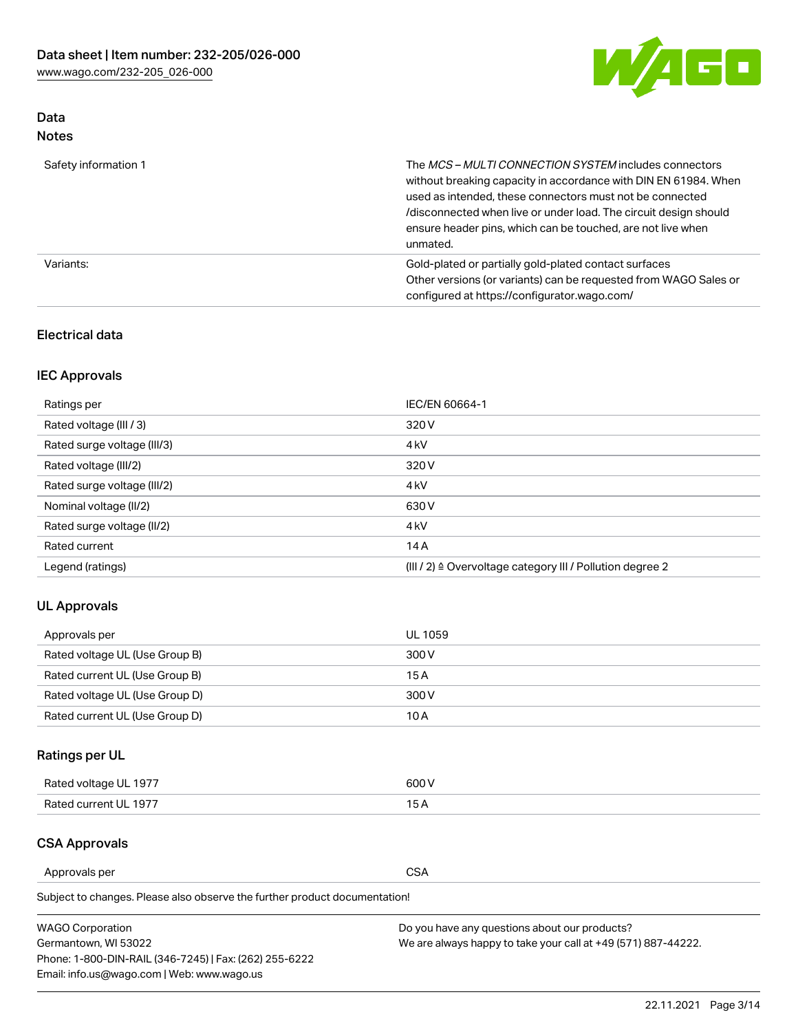## Data

### Notes

| | |
|---|---|
| Safety information 1 | The *MCS – MULTI CONNECTION SYSTEM* includes connectors without breaking capacity in accordance with DIN EN 61984. When used as intended, these connectors must not be connected /disconnected when live or under load. The circuit design should ensure header pins, which can be touched, are not live when unmated. |
| Variants: | Gold-plated or partially gold-plated contact surfaces<br>Other versions (or variants) can be requested from WAGO Sales or configured at https://configurator.wago.com/ |

## Electrical data

### IEC Approvals

| | |
|---|---|
| Ratings per | IEC/EN 60664-1 |
| Rated voltage (III / 3) | 320 V |
| Rated surge voltage (III/3) | 4 kV |
| Rated voltage (III/2) | 320 V |
| Rated surge voltage (III/2) | 4 kV |
| Nominal voltage (II/2) | 630 V |
| Rated surge voltage (II/2) | 4 kV |
| Rated current | 14 A |
| Legend (ratings) | (III / 2) ≙ Overvoltage category III / Pollution degree 2 |

### UL Approvals

| | |
|---|---|
| Approvals per | UL 1059 |
| Rated voltage UL (Use Group B) | 300 V |
| Rated current UL (Use Group B) | 15 A |
| Rated voltage UL (Use Group D) | 300 V |
| Rated current UL (Use Group D) | 10 A |

### Ratings per UL

| | |
|---|---|
| Rated voltage UL 1977 | 600 V |
| Rated current UL 1977 | 15 A |

### CSA Approvals

| | |
|---|---|
| Approvals per | CSA |

Subject to changes. Please also observe the further product documentation!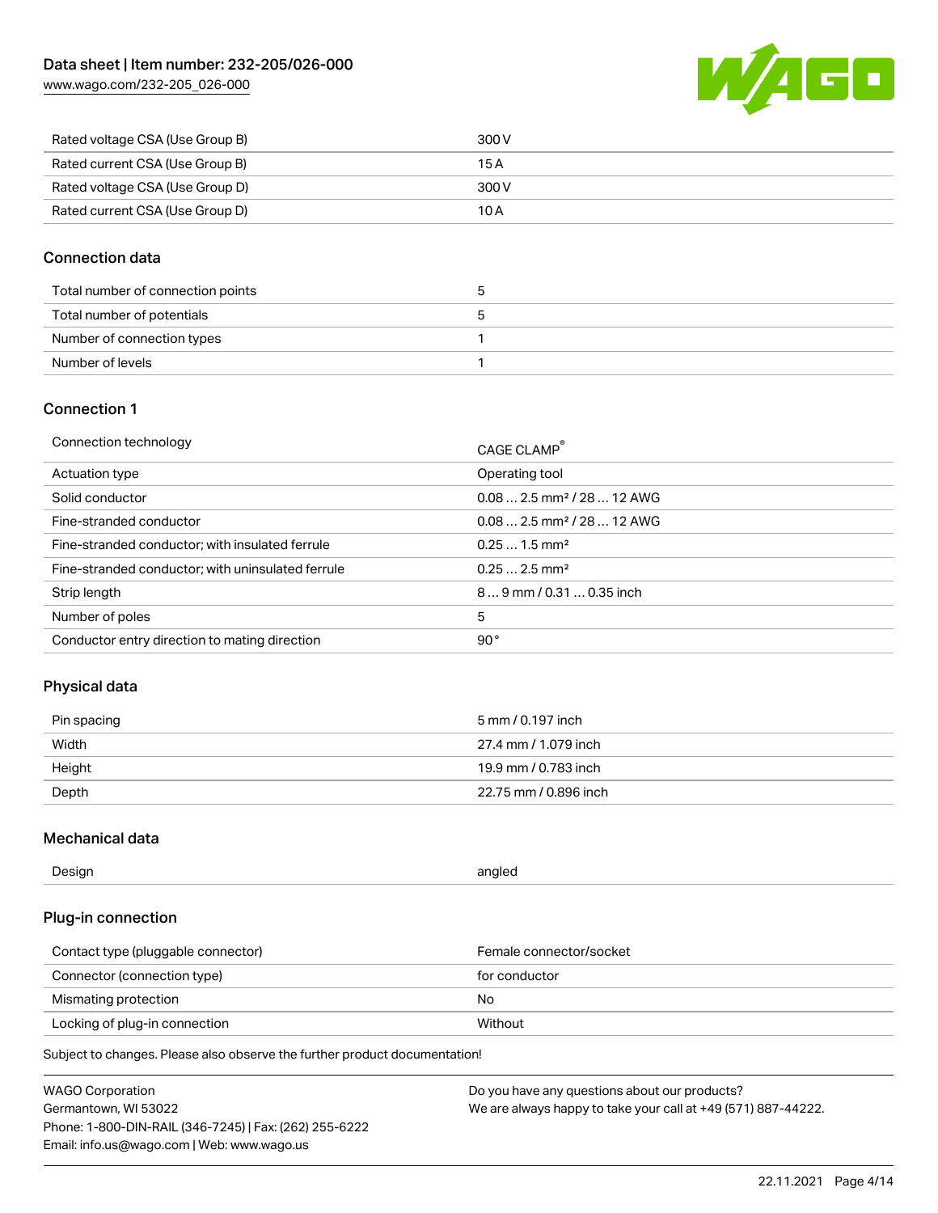| | |
|---|---|
| Rated voltage CSA (Use Group B) | 300 V |
| Rated current CSA (Use Group B) | 15 A |
| Rated voltage CSA (Use Group D) | 300 V |
| Rated current CSA (Use Group D) | 10 A |

## Connection data

| | |
|---|---|
| Total number of connection points | 5 |
| Total number of potentials | 5 |
| Number of connection types | 1 |
| Number of levels | 1 |

## Connection 1

| | |
|---|---|
| Connection technology | CAGE CLAMP® |
| Actuation type | Operating tool |
| Solid conductor | 0.08 … 2.5 mm² / 28 … 12 AWG |
| Fine-stranded conductor | 0.08 … 2.5 mm² / 28 … 12 AWG |
| Fine-stranded conductor; with insulated ferrule | 0.25 … 1.5 mm² |
| Fine-stranded conductor; with uninsulated ferrule | 0.25 … 2.5 mm² |
| Strip length | 8 … 9 mm / 0.31 … 0.35 inch |
| Number of poles | 5 |
| Conductor entry direction to mating direction | 90 ° |

## Physical data

| | |
|---|---|
| Pin spacing | 5 mm / 0.197 inch |
| Width | 27.4 mm / 1.079 inch |
| Height | 19.9 mm / 0.783 inch |
| Depth | 22.75 mm / 0.896 inch |

## Mechanical data

| | |
|---|---|
| Design | angled |

## Plug-in connection

| | |
|---|---|
| Contact type (pluggable connector) | Female connector/socket |
| Connector (connection type) | for conductor |
| Mismating protection | No |
| Locking of plug-in connection | Without |

Subject to changes. Please also observe the further product documentation!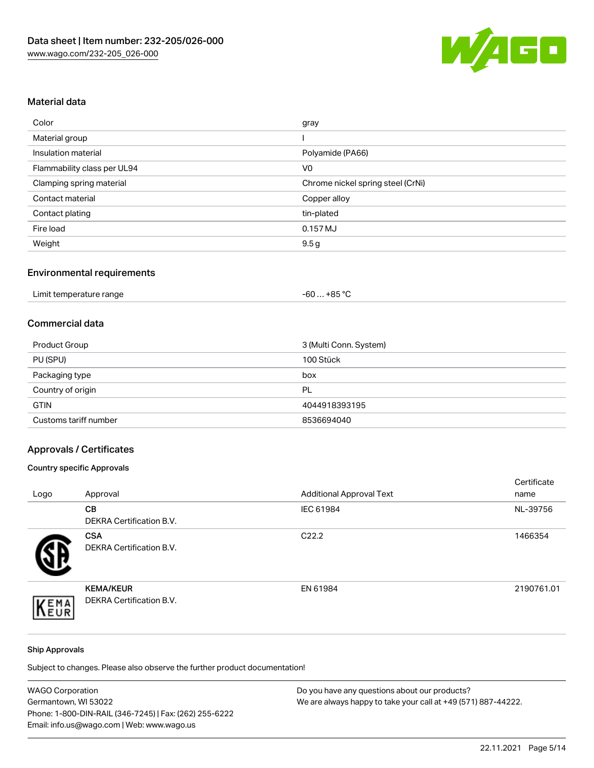## Material data

| | |
|---|---|
| Color | gray |
| Material group | I |
| Insulation material | Polyamide (PA66) |
| Flammability class per UL94 | V0 |
| Clamping spring material | Chrome nickel spring steel (CrNi) |
| Contact material | Copper alloy |
| Contact plating | tin-plated |
| Fire load | 0.157 MJ |
| Weight | 9.5 g |

## Environmental requirements

| | |
|---|---|
| Limit temperature range | -60 … +85 °C |

## Commercial data

| | |
|---|---|
| Product Group | 3 (Multi Conn. System) |
| PU (SPU) | 100 Stück |
| Packaging type | box |
| Country of origin | PL |
| GTIN | 4044918393195 |
| Customs tariff number | 8536694040 |

## Approvals / Certificates

### Country specific Approvals

| Logo | Approval | Additional Approval Text | Certificate name |
|---|---|---|---|
| | **CB** DEKRA Certification B.V. | IEC 61984 | NL-39756 |
| | **CSA** DEKRA Certification B.V. | C22.2 | 1466354 |
| | **KEMA/KEUR** DEKRA Certification B.V. | EN 61984 | 2190761.01 |

### Ship Approvals

Subject to changes. Please also observe the further product documentation!

WAGO Corporation
Germantown, WI 53022
Phone: 1-800-DIN-RAIL (346-7245) | Fax: (262) 255-6222
Email: info.us@wago.com | Web: www.wago.us

Do you have any questions about our products?
We are always happy to take your call at +49 (571) 887-44222.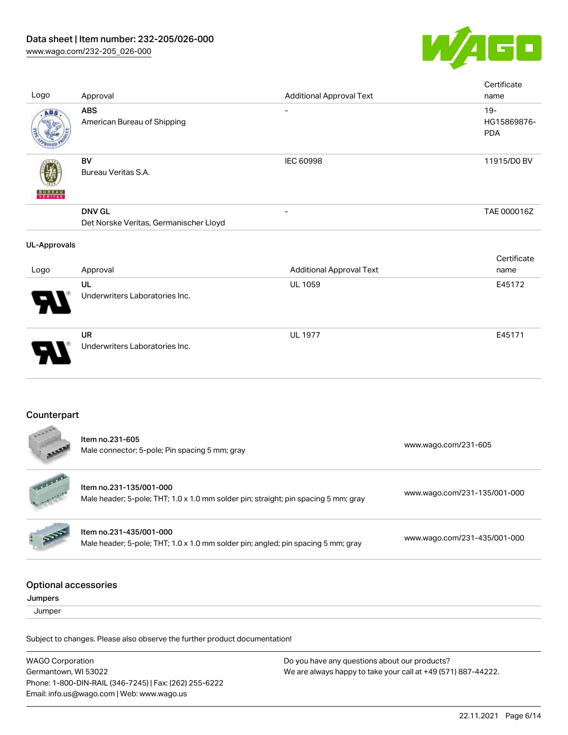| Logo | Approval | Additional Approval Text | Certificate name |
|---|---|---|---|
| | **ABS**<br>American Bureau of Shipping | - | 19-HG15869876-PDA |
| | **BV**<br>Bureau Veritas S.A. | IEC 60998 | 11915/D0 BV |
| | **DNV GL**<br>Det Norske Veritas, Germanischer Lloyd | - | TAE 000016Z |

**UL-Approvals**

| Logo | Approval | Additional Approval Text | Certificate name |
|---|---|---|---|
| | **UL**<br>Underwriters Laboratories Inc. | UL 1059 | E45172 |
| | **UR**<br>Underwriters Laboratories Inc. | UL 1977 | E45171 |

## Counterpart

| | | |
|---|---|---|
| | Item no.231-605<br>Male connector; 5-pole; Pin spacing 5 mm; gray | www.wago.com/231-605 |
| | Item no.231-135/001-000<br>Male header; 5-pole; THT; 1.0 x 1.0 mm solder pin; straight; pin spacing 5 mm; gray | www.wago.com/231-135/001-000 |
| | Item no.231-435/001-000<br>Male header; 5-pole; THT; 1.0 x 1.0 mm solder pin; angled; pin spacing 5 mm; gray | www.wago.com/231-435/001-000 |

## Optional accessories

**Jumpers**

Jumper

Subject to changes. Please also observe the further product documentation!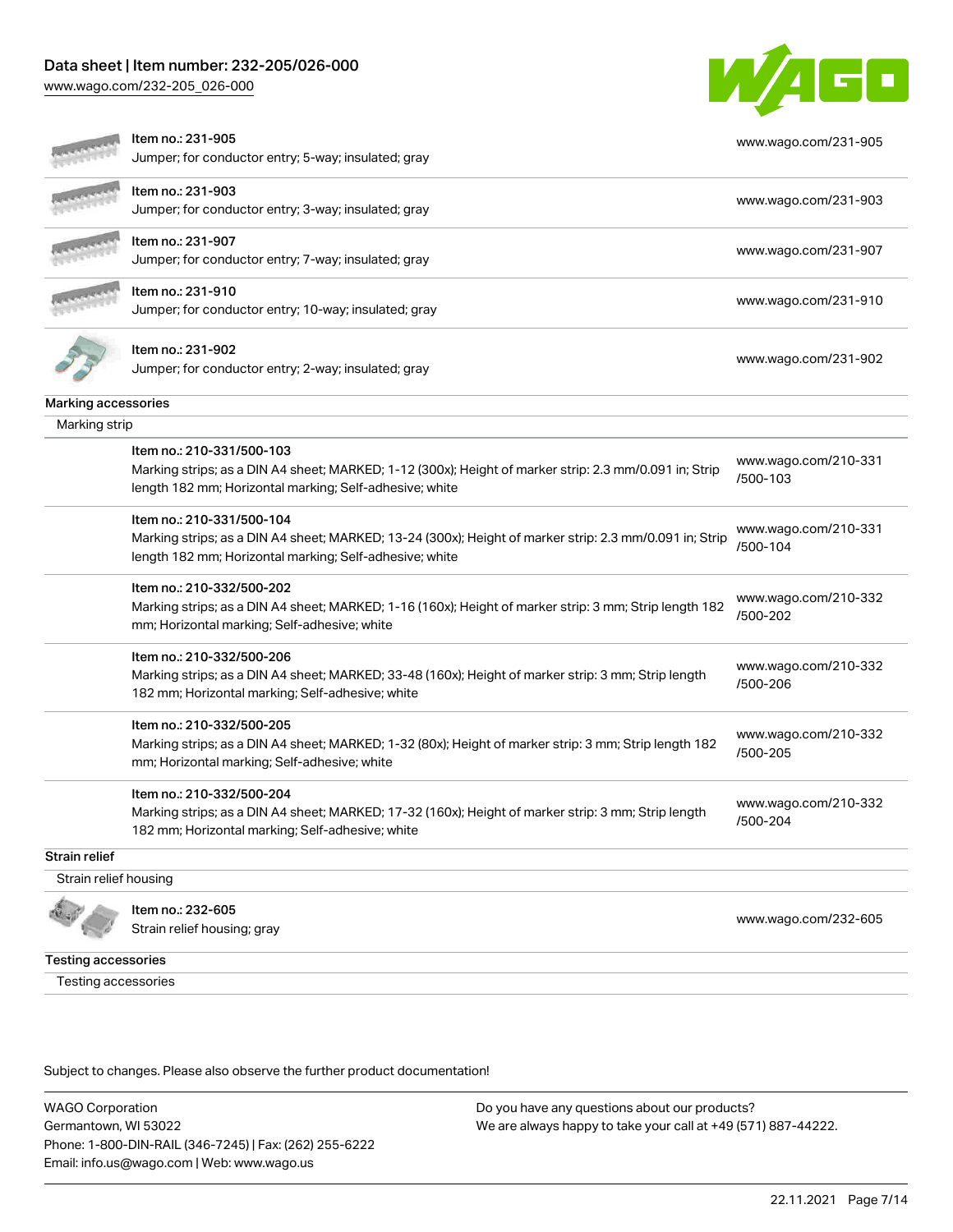| Item | Link |
| --- | --- |
| Item no.: 231-905<br>Jumper; for conductor entry; 5-way; insulated; gray | www.wago.com/231-905 |
| Item no.: 231-903<br>Jumper; for conductor entry; 3-way; insulated; gray | www.wago.com/231-903 |
| Item no.: 231-907<br>Jumper; for conductor entry; 7-way; insulated; gray | www.wago.com/231-907 |
| Item no.: 231-910<br>Jumper; for conductor entry; 10-way; insulated; gray | www.wago.com/231-910 |
| Item no.: 231-902<br>Jumper; for conductor entry; 2-way; insulated; gray | www.wago.com/231-902 |

## Marking accessories

### Marking strip

| Item | Link |
| --- | --- |
| Item no.: 210-331/500-103<br>Marking strips; as a DIN A4 sheet; MARKED; 1-12 (300x); Height of marker strip: 2.3 mm/0.091 in; Strip length 182 mm; Horizontal marking; Self-adhesive; white | www.wago.com/210-331/500-103 |
| Item no.: 210-331/500-104<br>Marking strips; as a DIN A4 sheet; MARKED; 13-24 (300x); Height of marker strip: 2.3 mm/0.091 in; Strip length 182 mm; Horizontal marking; Self-adhesive; white | www.wago.com/210-331/500-104 |
| Item no.: 210-332/500-202<br>Marking strips; as a DIN A4 sheet; MARKED; 1-16 (160x); Height of marker strip: 3 mm; Strip length 182 mm; Horizontal marking; Self-adhesive; white | www.wago.com/210-332/500-202 |
| Item no.: 210-332/500-206<br>Marking strips; as a DIN A4 sheet; MARKED; 33-48 (160x); Height of marker strip: 3 mm; Strip length 182 mm; Horizontal marking; Self-adhesive; white | www.wago.com/210-332/500-206 |
| Item no.: 210-332/500-205<br>Marking strips; as a DIN A4 sheet; MARKED; 1-32 (80x); Height of marker strip: 3 mm; Strip length 182 mm; Horizontal marking; Self-adhesive; white | www.wago.com/210-332/500-205 |
| Item no.: 210-332/500-204<br>Marking strips; as a DIN A4 sheet; MARKED; 17-32 (160x); Height of marker strip: 3 mm; Strip length 182 mm; Horizontal marking; Self-adhesive; white | www.wago.com/210-332/500-204 |

## Strain relief

### Strain relief housing

| Item | Link |
| --- | --- |
| Item no.: 232-605<br>Strain relief housing; gray | www.wago.com/232-605 |

## Testing accessories

### Testing accessories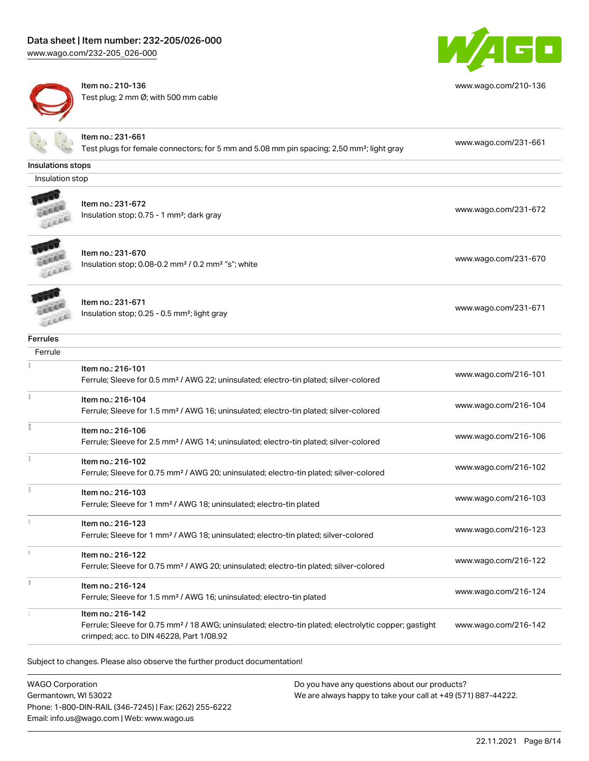| | | |
|---|---|---|
| | Item no.: 210-136<br>Test plug; 2 mm Ø; with 500 mm cable | www.wago.com/210-136 |
| | Item no.: 231-661<br>Test plugs for female connectors; for 5 mm and 5.08 mm pin spacing; 2,50 mm²; light gray | www.wago.com/231-661 |

**Insulations stops**

Insulation stop

| | | |
|---|---|---|
| | Item no.: 231-672<br>Insulation stop; 0.75 - 1 mm²; dark gray | www.wago.com/231-672 |
| | Item no.: 231-670<br>Insulation stop; 0.08-0.2 mm² / 0.2 mm² "s"; white | www.wago.com/231-670 |
| | Item no.: 231-671<br>Insulation stop; 0.25 - 0.5 mm²; light gray | www.wago.com/231-671 |

**Ferrules**

Ferrule

| | | |
|---|---|---|
| | Item no.: 216-101<br>Ferrule; Sleeve for 0.5 mm² / AWG 22; uninsulated; electro-tin plated; silver-colored | www.wago.com/216-101 |
| | Item no.: 216-104<br>Ferrule; Sleeve for 1.5 mm² / AWG 16; uninsulated; electro-tin plated; silver-colored | www.wago.com/216-104 |
| | Item no.: 216-106<br>Ferrule; Sleeve for 2.5 mm² / AWG 14; uninsulated; electro-tin plated; silver-colored | www.wago.com/216-106 |
| | Item no.: 216-102<br>Ferrule; Sleeve for 0.75 mm² / AWG 20; uninsulated; electro-tin plated; silver-colored | www.wago.com/216-102 |
| | Item no.: 216-103<br>Ferrule; Sleeve for 1 mm² / AWG 18; uninsulated; electro-tin plated | www.wago.com/216-103 |
| | Item no.: 216-123<br>Ferrule; Sleeve for 1 mm² / AWG 18; uninsulated; electro-tin plated; silver-colored | www.wago.com/216-123 |
| | Item no.: 216-122<br>Ferrule; Sleeve for 0.75 mm² / AWG 20; uninsulated; electro-tin plated; silver-colored | www.wago.com/216-122 |
| | Item no.: 216-124<br>Ferrule; Sleeve for 1.5 mm² / AWG 16; uninsulated; electro-tin plated | www.wago.com/216-124 |
| | Item no.: 216-142<br>Ferrule; Sleeve for 0.75 mm² / 18 AWG; uninsulated; electro-tin plated; electrolytic copper; gastight crimped; acc. to DIN 46228, Part 1/08.92 | www.wago.com/216-142 |

Subject to changes. Please also observe the further product documentation!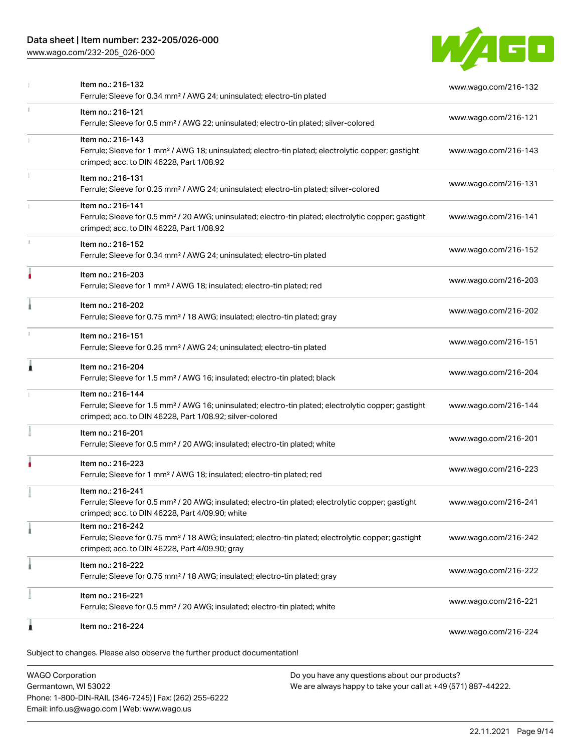| | | |
|---|---|---|
| | Item no.: 216-132<br>Ferrule; Sleeve for 0.34 mm² / AWG 24; uninsulated; electro-tin plated | www.wago.com/216-132 |
| | Item no.: 216-121<br>Ferrule; Sleeve for 0.5 mm² / AWG 22; uninsulated; electro-tin plated; silver-colored | www.wago.com/216-121 |
| | Item no.: 216-143<br>Ferrule; Sleeve for 1 mm² / AWG 18; uninsulated; electro-tin plated; electrolytic copper; gastight crimped; acc. to DIN 46228, Part 1/08.92 | www.wago.com/216-143 |
| | Item no.: 216-131<br>Ferrule; Sleeve for 0.25 mm² / AWG 24; uninsulated; electro-tin plated; silver-colored | www.wago.com/216-131 |
| | Item no.: 216-141<br>Ferrule; Sleeve for 0.5 mm² / 20 AWG; uninsulated; electro-tin plated; electrolytic copper; gastight crimped; acc. to DIN 46228, Part 1/08.92 | www.wago.com/216-141 |
| | Item no.: 216-152<br>Ferrule; Sleeve for 0.34 mm² / AWG 24; uninsulated; electro-tin plated | www.wago.com/216-152 |
| | Item no.: 216-203<br>Ferrule; Sleeve for 1 mm² / AWG 18; insulated; electro-tin plated; red | www.wago.com/216-203 |
| | Item no.: 216-202<br>Ferrule; Sleeve for 0.75 mm² / 18 AWG; insulated; electro-tin plated; gray | www.wago.com/216-202 |
| | Item no.: 216-151<br>Ferrule; Sleeve for 0.25 mm² / AWG 24; uninsulated; electro-tin plated | www.wago.com/216-151 |
| | Item no.: 216-204<br>Ferrule; Sleeve for 1.5 mm² / AWG 16; insulated; electro-tin plated; black | www.wago.com/216-204 |
| | Item no.: 216-144<br>Ferrule; Sleeve for 1.5 mm² / AWG 16; uninsulated; electro-tin plated; electrolytic copper; gastight crimped; acc. to DIN 46228, Part 1/08.92; silver-colored | www.wago.com/216-144 |
| | Item no.: 216-201<br>Ferrule; Sleeve for 0.5 mm² / 20 AWG; insulated; electro-tin plated; white | www.wago.com/216-201 |
| | Item no.: 216-223<br>Ferrule; Sleeve for 1 mm² / AWG 18; insulated; electro-tin plated; red | www.wago.com/216-223 |
| | Item no.: 216-241<br>Ferrule; Sleeve for 0.5 mm² / 20 AWG; insulated; electro-tin plated; electrolytic copper; gastight crimped; acc. to DIN 46228, Part 4/09.90; white | www.wago.com/216-241 |
| | Item no.: 216-242<br>Ferrule; Sleeve for 0.75 mm² / 18 AWG; insulated; electro-tin plated; electrolytic copper; gastight crimped; acc. to DIN 46228, Part 4/09.90; gray | www.wago.com/216-242 |
| | Item no.: 216-222<br>Ferrule; Sleeve for 0.75 mm² / 18 AWG; insulated; electro-tin plated; gray | www.wago.com/216-222 |
| | Item no.: 216-221<br>Ferrule; Sleeve for 0.5 mm² / 20 AWG; insulated; electro-tin plated; white | www.wago.com/216-221 |
| | Item no.: 216-224 | www.wago.com/216-224 |

Subject to changes. Please also observe the further product documentation!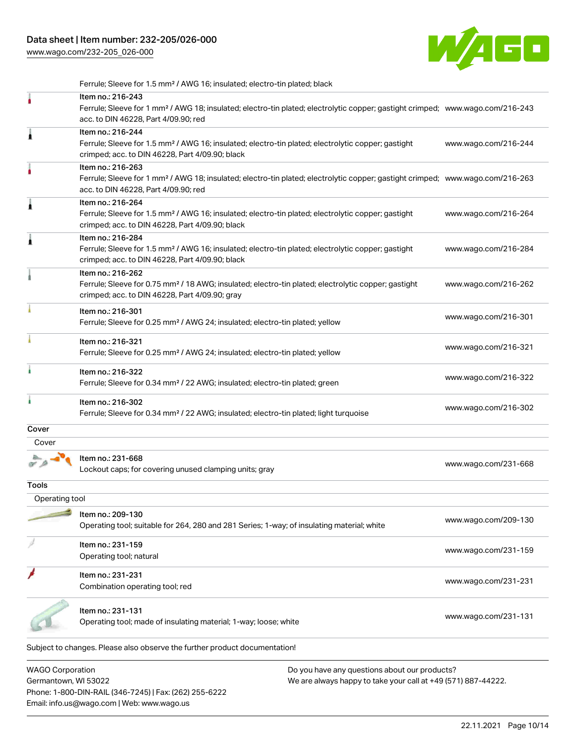| | | |
|---|---|---|
| | Ferrule; Sleeve for 1.5 mm² / AWG 16; insulated; electro-tin plated; black | |
| | Item no.: 216-243<br>Ferrule; Sleeve for 1 mm² / AWG 18; insulated; electro-tin plated; electrolytic copper; gastight crimped; acc. to DIN 46228, Part 4/09.90; red | www.wago.com/216-243 |
| | Item no.: 216-244<br>Ferrule; Sleeve for 1.5 mm² / AWG 16; insulated; electro-tin plated; electrolytic copper; gastight crimped; acc. to DIN 46228, Part 4/09.90; black | www.wago.com/216-244 |
| | Item no.: 216-263<br>Ferrule; Sleeve for 1 mm² / AWG 18; insulated; electro-tin plated; electrolytic copper; gastight crimped; acc. to DIN 46228, Part 4/09.90; red | www.wago.com/216-263 |
| | Item no.: 216-264<br>Ferrule; Sleeve for 1.5 mm² / AWG 16; insulated; electro-tin plated; electrolytic copper; gastight crimped; acc. to DIN 46228, Part 4/09.90; black | www.wago.com/216-264 |
| | Item no.: 216-284<br>Ferrule; Sleeve for 1.5 mm² / AWG 16; insulated; electro-tin plated; electrolytic copper; gastight crimped; acc. to DIN 46228, Part 4/09.90; black | www.wago.com/216-284 |
| | Item no.: 216-262<br>Ferrule; Sleeve for 0.75 mm² / 18 AWG; insulated; electro-tin plated; electrolytic copper; gastight crimped; acc. to DIN 46228, Part 4/09.90; gray | www.wago.com/216-262 |
| | Item no.: 216-301<br>Ferrule; Sleeve for 0.25 mm² / AWG 24; insulated; electro-tin plated; yellow | www.wago.com/216-301 |
| | Item no.: 216-321<br>Ferrule; Sleeve for 0.25 mm² / AWG 24; insulated; electro-tin plated; yellow | www.wago.com/216-321 |
| | Item no.: 216-322<br>Ferrule; Sleeve for 0.34 mm² / 22 AWG; insulated; electro-tin plated; green | www.wago.com/216-322 |
| | Item no.: 216-302<br>Ferrule; Sleeve for 0.34 mm² / 22 AWG; insulated; electro-tin plated; light turquoise | www.wago.com/216-302 |

**Cover**

Cover

| | | |
|---|---|---|
| | Item no.: 231-668<br>Lockout caps; for covering unused clamping units; gray | www.wago.com/231-668 |

**Tools**

Operating tool

| | | |
|---|---|---|
| | Item no.: 209-130<br>Operating tool; suitable for 264, 280 and 281 Series; 1-way; of insulating material; white | www.wago.com/209-130 |
| | Item no.: 231-159<br>Operating tool; natural | www.wago.com/231-159 |
| | Item no.: 231-231<br>Combination operating tool; red | www.wago.com/231-231 |
| | Item no.: 231-131<br>Operating tool; made of insulating material; 1-way; loose; white | www.wago.com/231-131 |

Subject to changes. Please also observe the further product documentation!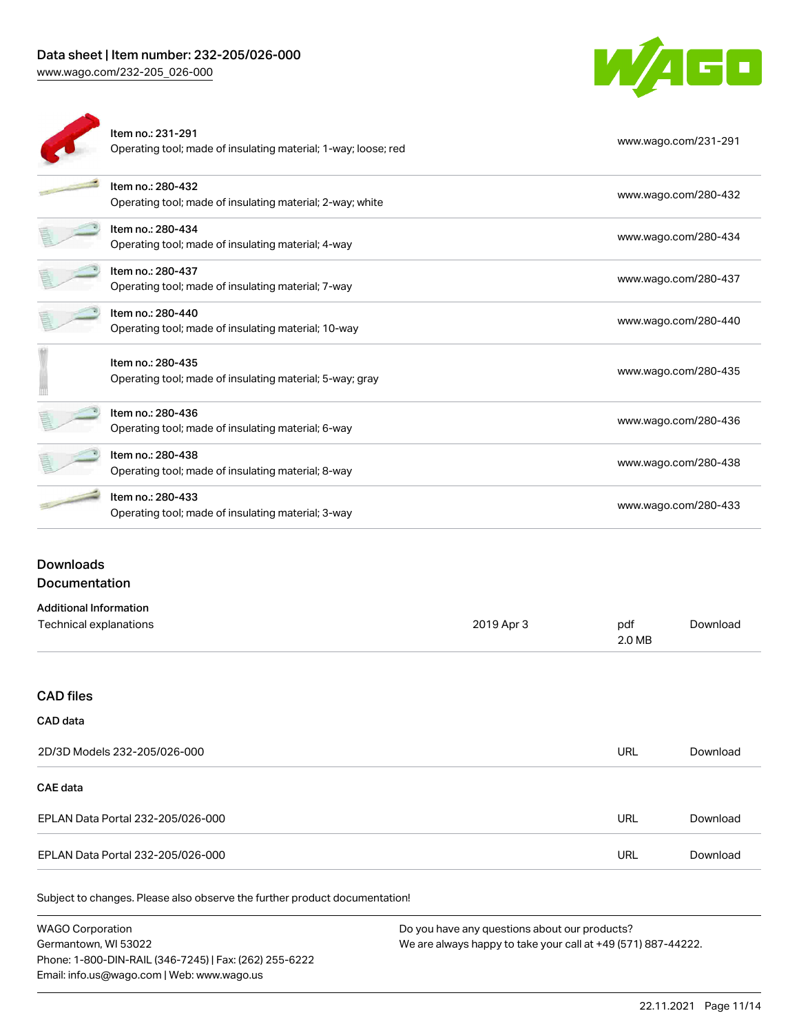| | | |
|---|---|---|
| Item no.: 231-291<br>Operating tool; made of insulating material; 1-way; loose; red | | www.wago.com/231-291 |
| Item no.: 280-432<br>Operating tool; made of insulating material; 2-way; white | | www.wago.com/280-432 |
| Item no.: 280-434<br>Operating tool; made of insulating material; 4-way | | www.wago.com/280-434 |
| Item no.: 280-437<br>Operating tool; made of insulating material; 7-way | | www.wago.com/280-437 |
| Item no.: 280-440<br>Operating tool; made of insulating material; 10-way | | www.wago.com/280-440 |
| Item no.: 280-435<br>Operating tool; made of insulating material; 5-way; gray | | www.wago.com/280-435 |
| Item no.: 280-436<br>Operating tool; made of insulating material; 6-way | | www.wago.com/280-436 |
| Item no.: 280-438<br>Operating tool; made of insulating material; 8-way | | www.wago.com/280-438 |
| Item no.: 280-433<br>Operating tool; made of insulating material; 3-way | | www.wago.com/280-433 |

## Downloads

### Documentation

**Additional Information**

| | | | |
|---|---|---|---|
| Technical explanations | 2019 Apr 3 | pdf<br>2.0 MB | Download |

### CAD files

**CAD data**

| | | |
|---|---|---|
| 2D/3D Models 232-205/026-000 | URL | Download |

**CAE data**

| | | |
|---|---|---|
| EPLAN Data Portal 232-205/026-000 | URL | Download |
| EPLAN Data Portal 232-205/026-000 | URL | Download |

Subject to changes. Please also observe the further product documentation!

WAGO Corporation
Germantown, WI 53022
Phone: 1-800-DIN-RAIL (346-7245) | Fax: (262) 255-6222
Email: info.us@wago.com | Web: www.wago.us

Do you have any questions about our products?
We are always happy to take your call at +49 (571) 887-44222.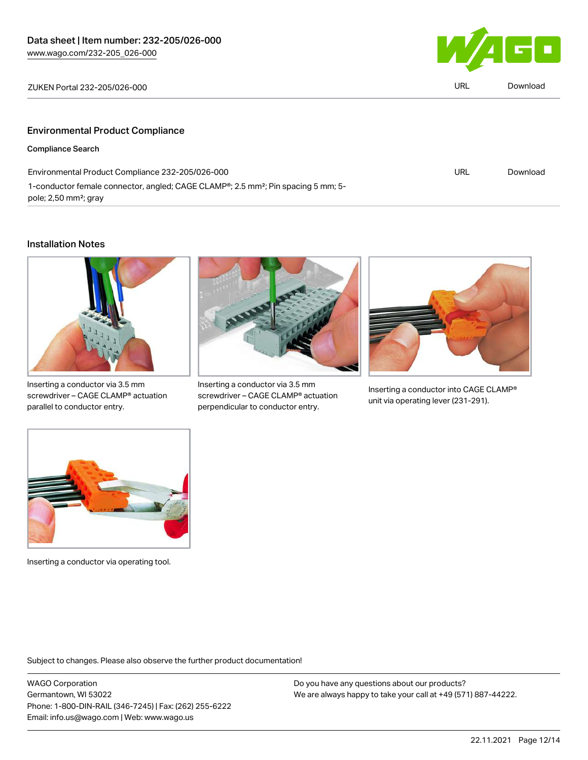| ZUKEN Portal 232-205/026-000 | URL | Download |
| --- | --- | --- |

## Environmental Product Compliance

### Compliance Search

| Environmental Product Compliance 232-205/026-000 | URL | Download |
| --- | --- | --- |
| 1-conductor female connector, angled; CAGE CLAMP®; 2.5 mm²; Pin spacing 5 mm; 5-pole; 2,50 mm²; gray | | |

## Installation Notes

Inserting a conductor via 3.5 mm screwdriver – CAGE CLAMP® actuation parallel to conductor entry.

Inserting a conductor via 3.5 mm screwdriver – CAGE CLAMP® actuation perpendicular to conductor entry.

Inserting a conductor into CAGE CLAMP® unit via operating lever (231-291).

Inserting a conductor via operating tool.

Subject to changes. Please also observe the further product documentation!

WAGO Corporation
Germantown, WI 53022
Phone: 1-800-DIN-RAIL (346-7245) | Fax: (262) 255-6222
Email: info.us@wago.com | Web: www.wago.us

Do you have any questions about our products?
We are always happy to take your call at +49 (571) 887-44222.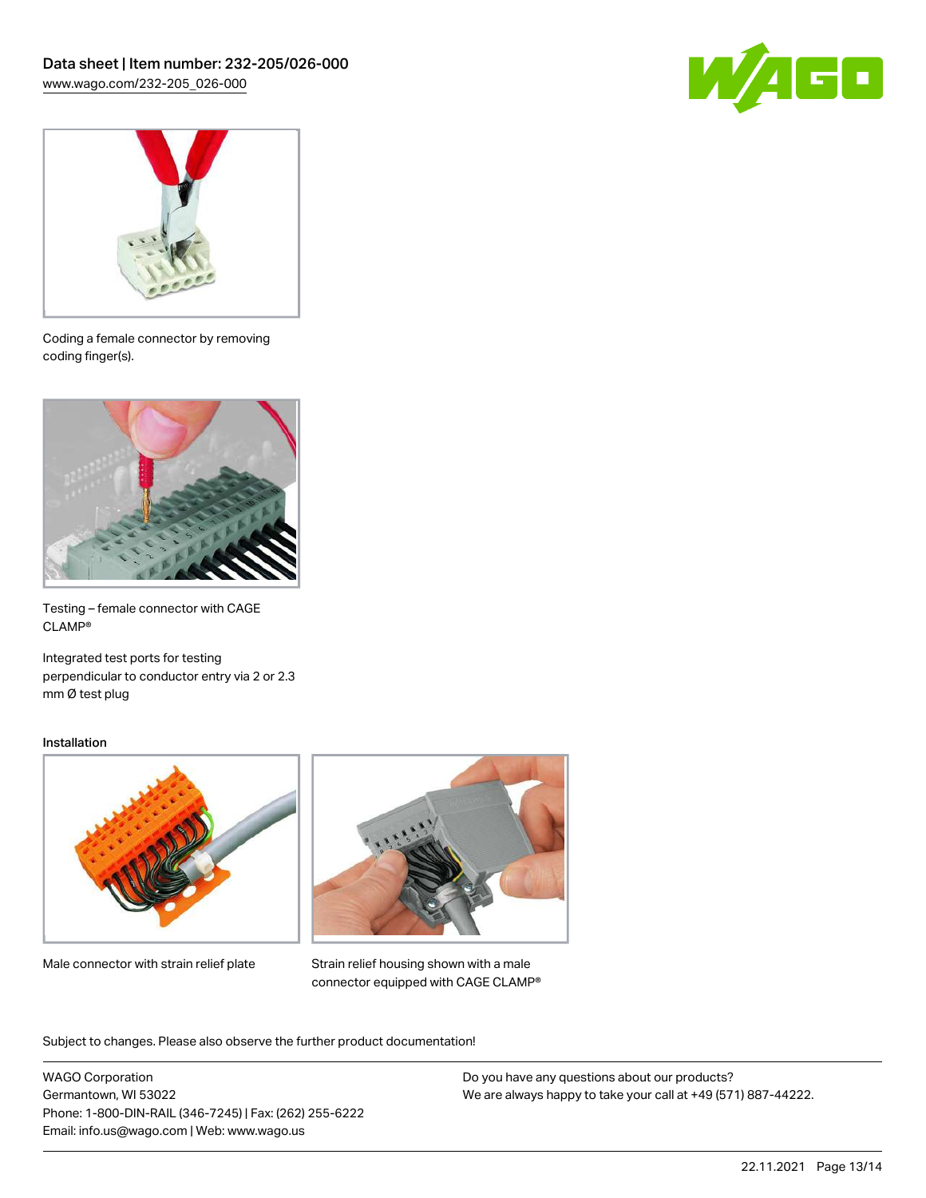Coding a female connector by removing coding finger(s).

Testing – female connector with CAGE CLAMP®

Integrated test ports for testing perpendicular to conductor entry via 2 or 2.3 mm Ø test plug

Installation

Male connector with strain relief plate

Strain relief housing shown with a male connector equipped with CAGE CLAMP®

Subject to changes. Please also observe the further product documentation!

WAGO Corporation
Germantown, WI 53022
Phone: 1-800-DIN-RAIL (346-7245) | Fax: (262) 255-6222
Email: info.us@wago.com | Web: www.wago.us

Do you have any questions about our products?
We are always happy to take your call at +49 (571) 887-44222.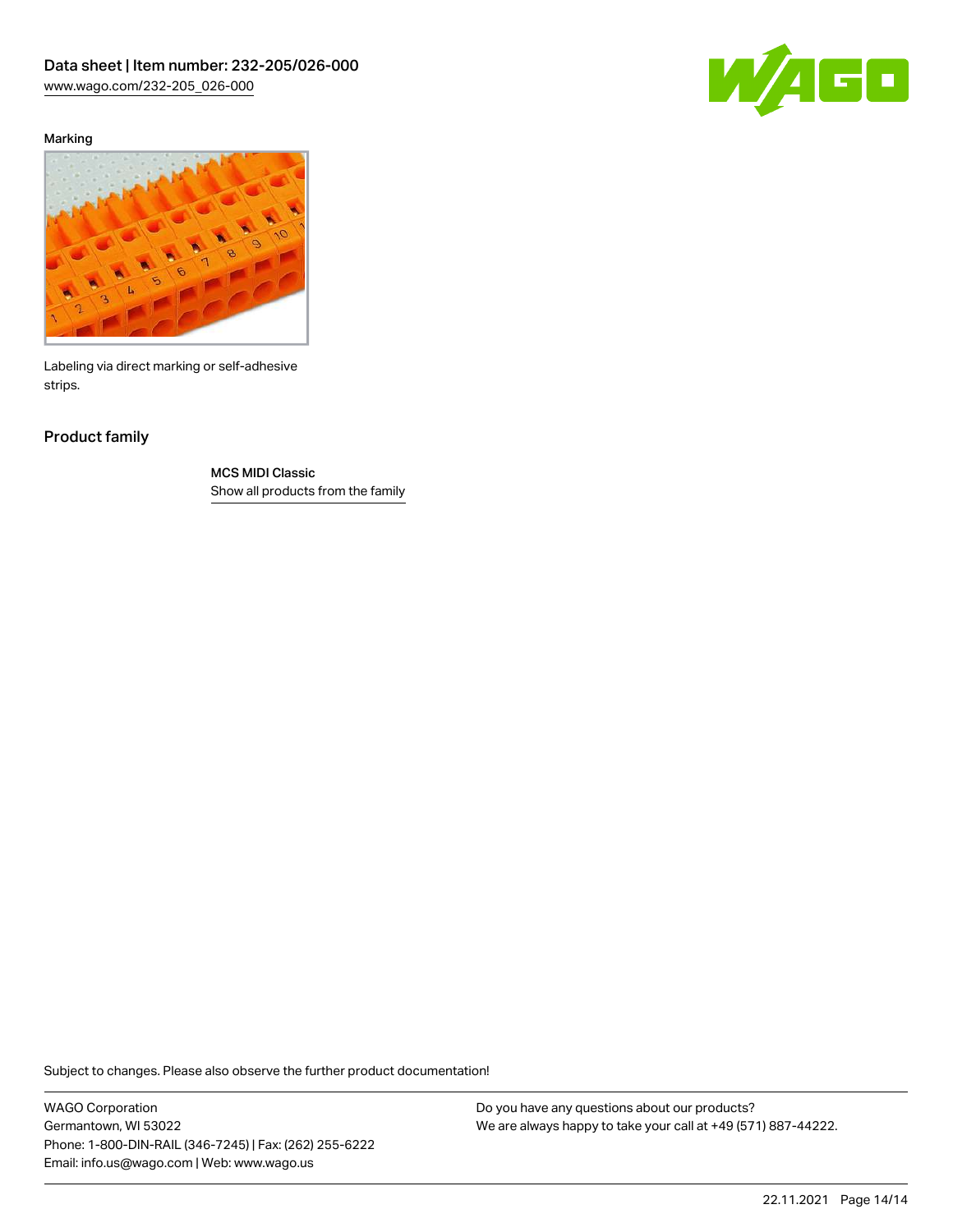Marking

Labeling via direct marking or self-adhesive strips.

## Product family

MCS MIDI Classic
Show all products from the family

Subject to changes. Please also observe the further product documentation!

WAGO Corporation
Germantown, WI 53022
Phone: 1-800-DIN-RAIL (346-7245) | Fax: (262) 255-6222
Email: info.us@wago.com | Web: www.wago.us

Do you have any questions about our products?
We are always happy to take your call at +49 (571) 887-44222.